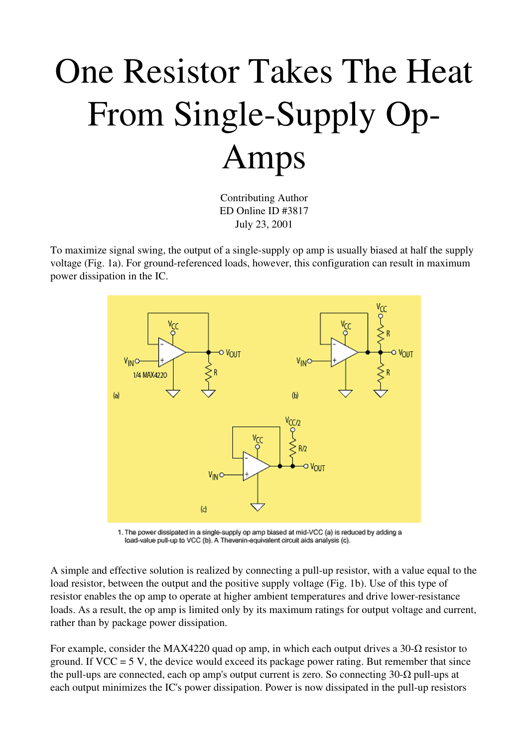# One Resistor Takes The Heat From Single-Supply Op-Amps

Contributing Author
ED Online ID #3817
July 23, 2001

To maximize signal swing, the output of a single-supply op amp is usually biased at half the supply voltage (Fig. 1a). For ground-referenced loads, however, this configuration can result in maximum power dissipation in the IC.

1. The power dissipated in a single-supply op amp biased at mid-VCC (a) is reduced by adding a load-value pull-up to VCC (b). A Thevenin-equivalent circuit aids analysis (c).

A simple and effective solution is realized by connecting a pull-up resistor, with a value equal to the load resistor, between the output and the positive supply voltage (Fig. 1b). Use of this type of resistor enables the op amp to operate at higher ambient temperatures and drive lower-resistance loads. As a result, the op amp is limited only by its maximum ratings for output voltage and current, rather than by package power dissipation.

For example, consider the MAX4220 quad op amp, in which each output drives a 30-Ω resistor to ground. If VCC = 5 V, the device would exceed its package power rating. But remember that since the pull-ups are connected, each op amp's output current is zero. So connecting 30-Ω pull-ups at each output minimizes the IC's power dissipation. Power is now dissipated in the pull-up resistors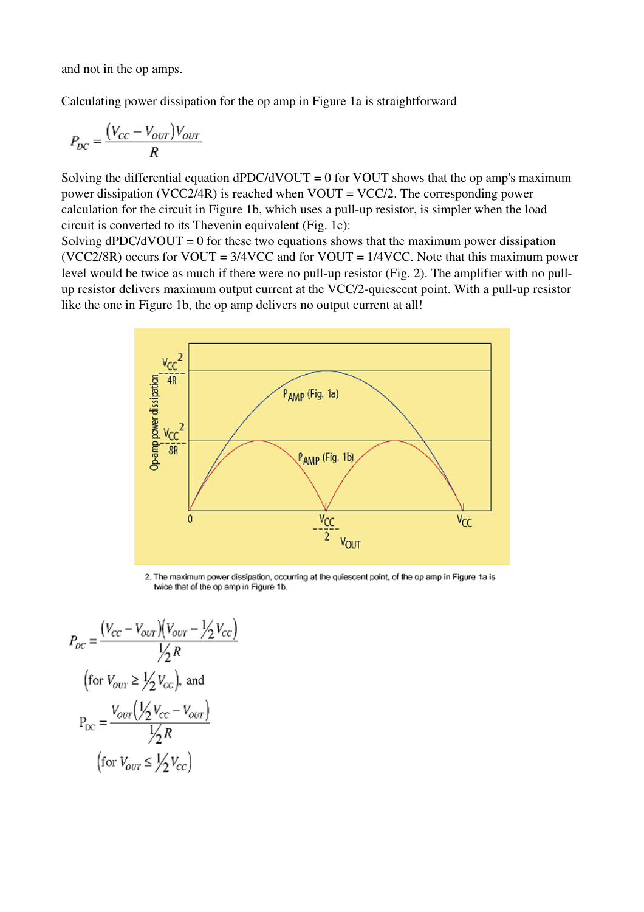and not in the op amps.

Calculating power dissipation for the op amp in Figure 1a is straightforward

$$P_{DC} = \frac{(V_{CC} - V_{OUT})V_{OUT}}{R}$$

Solving the differential equation dPDC/dVOUT = 0 for VOUT shows that the op amp's maximum power dissipation (VCC2/4R) is reached when VOUT = VCC/2. The corresponding power calculation for the circuit in Figure 1b, which uses a pull-up resistor, is simpler when the load circuit is converted to its Thevenin equivalent (Fig. 1c):
Solving dPDC/dVOUT = 0 for these two equations shows that the maximum power dissipation (VCC2/8R) occurs for VOUT = 3/4VCC and for VOUT = 1/4VCC. Note that this maximum power level would be twice as much if there were no pull-up resistor (Fig. 2). The amplifier with no pull-up resistor delivers maximum output current at the VCC/2-quiescent point. With a pull-up resistor like the one in Figure 1b, the op amp delivers no output current at all!

2. The maximum power dissipation, occurring at the quiescent point, of the op amp in Figure 1a is twice that of the op amp in Figure 1b.

$$P_{DC} = \frac{(V_{CC} - V_{OUT})(V_{OUT} - \frac{1}{2}V_{CC})}{\frac{1}{2}R}$$

$\left(\text{for } V_{OUT} \geq \frac{1}{2}V_{CC}\right)$, and

$$P_{DC} = \frac{V_{OUT}(\frac{1}{2}V_{CC} - V_{OUT})}{\frac{1}{2}R}$$

$\left(\text{for } V_{OUT} \leq \frac{1}{2}V_{CC}\right)$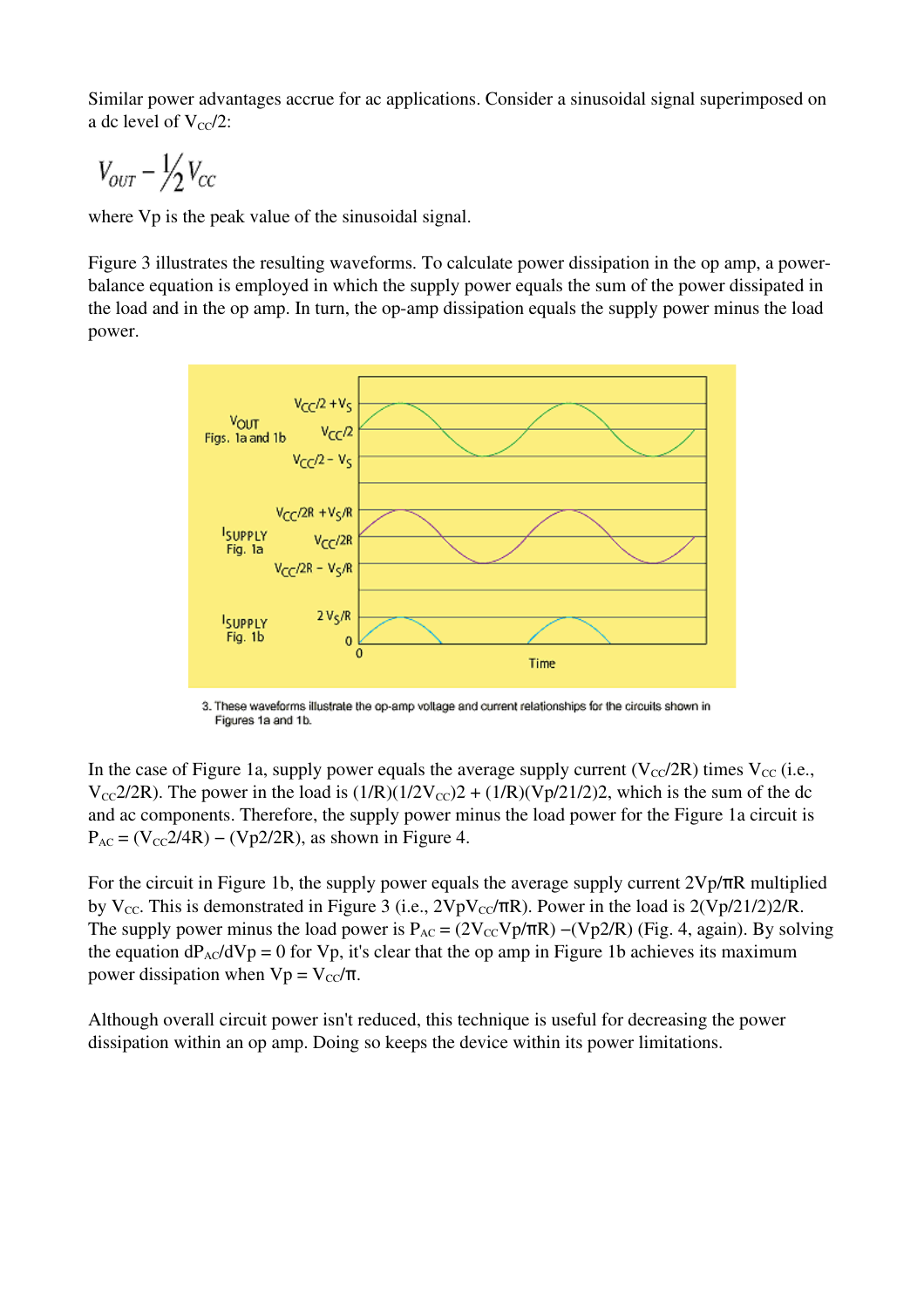Similar power advantages accrue for ac applications. Consider a sinusoidal signal superimposed on a dc level of $V_{CC}/2$:

$$V_{OUT} - \frac{1}{2}V_{CC}$$

where Vp is the peak value of the sinusoidal signal.

Figure 3 illustrates the resulting waveforms. To calculate power dissipation in the op amp, a power-balance equation is employed in which the supply power equals the sum of the power dissipated in the load and in the op amp. In turn, the op-amp dissipation equals the supply power minus the load power.

3. These waveforms illustrate the op-amp voltage and current relationships for the circuits shown in Figures 1a and 1b.

In the case of Figure 1a, supply power equals the average supply current ($V_{CC}/2R$) times $V_{CC}$ (i.e., $V_{CC}2/2R$). The power in the load is $(1/R)(1/2V_{CC})2 + (1/R)(Vp/21/2)2$, which is the sum of the dc and ac components. Therefore, the supply power minus the load power for the Figure 1a circuit is $P_{AC} = (V_{CC}2/4R) - (Vp2/2R)$, as shown in Figure 4.

For the circuit in Figure 1b, the supply power equals the average supply current $2Vp/\pi R$ multiplied by $V_{CC}$. This is demonstrated in Figure 3 (i.e., $2VpV_{CC}/\pi R$). Power in the load is $2(Vp/21/2)2/R$. The supply power minus the load power is $P_{AC} = (2V_{CC}Vp/\pi R) - (Vp2/R)$ (Fig. 4, again). By solving the equation $dP_{AC}/dVp = 0$ for Vp, it's clear that the op amp in Figure 1b achieves its maximum power dissipation when $Vp = V_{CC}/\pi$.

Although overall circuit power isn't reduced, this technique is useful for decreasing the power dissipation within an op amp. Doing so keeps the device within its power limitations.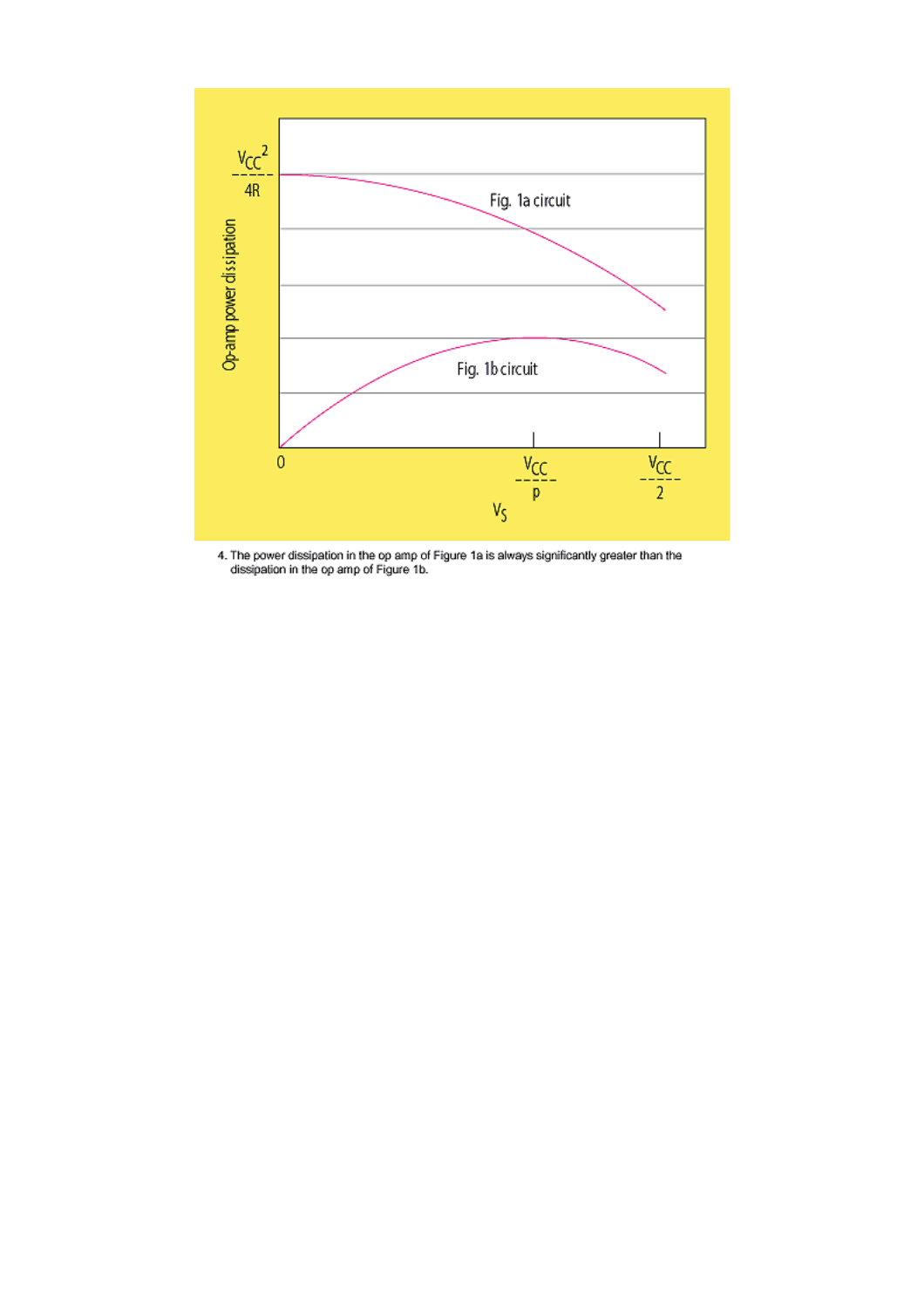$\frac{V_{CC}^2}{4R}$

Op-amp power dissipation

Fig. 1a circuit

Fig. 1b circuit

0

$\frac{V_{CC}}{p}$

$\frac{V_{CC}}{2}$

$V_S$

4. The power dissipation in the op amp of Figure 1a is always significantly greater than the dissipation in the op amp of Figure 1b.